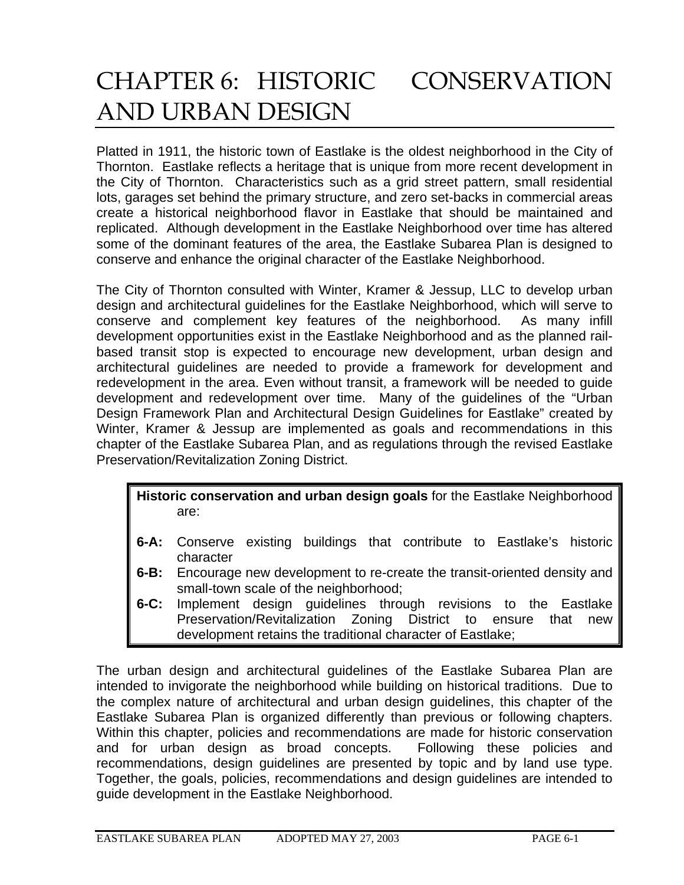# CHAPTER 6: HISTORIC CONSERVATION AND URBAN DESIGN

Platted in 1911, the historic town of Eastlake is the oldest neighborhood in the City of Thornton. Eastlake reflects a heritage that is unique from more recent development in the City of Thornton. Characteristics such as a grid street pattern, small residential lots, garages set behind the primary structure, and zero set-backs in commercial areas create a historical neighborhood flavor in Eastlake that should be maintained and replicated. Although development in the Eastlake Neighborhood over time has altered some of the dominant features of the area, the Eastlake Subarea Plan is designed to conserve and enhance the original character of the Eastlake Neighborhood.

The City of Thornton consulted with Winter, Kramer & Jessup, LLC to develop urban design and architectural guidelines for the Eastlake Neighborhood, which will serve to conserve and complement key features of the neighborhood. As many infill development opportunities exist in the Eastlake Neighborhood and as the planned rail-based transit stop is expected to encourage new development, urban design and architectural guidelines are needed to provide a framework for development and redevelopment in the area. Even without transit, a framework will be needed to guide development and redevelopment over time. Many of the guidelines of the "Urban Design Framework Plan and Architectural Design Guidelines for Eastlake" created by Winter, Kramer & Jessup are implemented as goals and recommendations in this chapter of the Eastlake Subarea Plan, and as regulations through the revised Eastlake Preservation/Revitalization Zoning District.

**Historic conservation and urban design goals** for the Eastlake Neighborhood are:

- **6-A:** Conserve existing buildings that contribute to Eastlake's historic character
- **6-B:** Encourage new development to re-create the transit-oriented density and small-town scale of the neighborhood;
- **6-C:** Implement design guidelines through revisions to the Eastlake Preservation/Revitalization Zoning District to ensure that new development retains the traditional character of Eastlake;

The urban design and architectural guidelines of the Eastlake Subarea Plan are intended to invigorate the neighborhood while building on historical traditions. Due to the complex nature of architectural and urban design guidelines, this chapter of the Eastlake Subarea Plan is organized differently than previous or following chapters. Within this chapter, policies and recommendations are made for historic conservation and for urban design as broad concepts. Following these policies and recommendations, design guidelines are presented by topic and by land use type. Together, the goals, policies, recommendations and design guidelines are intended to guide development in the Eastlake Neighborhood.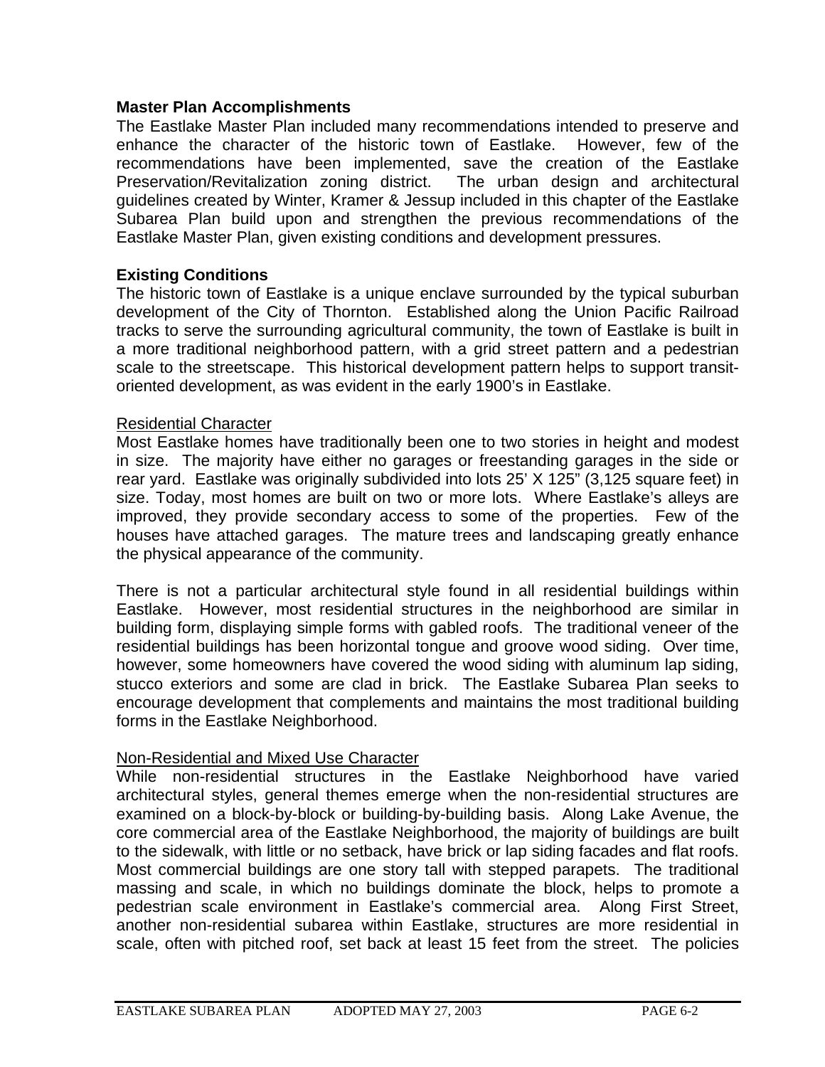**Master Plan Accomplishments**

The Eastlake Master Plan included many recommendations intended to preserve and enhance the character of the historic town of Eastlake. However, few of the recommendations have been implemented, save the creation of the Eastlake Preservation/Revitalization zoning district. The urban design and architectural guidelines created by Winter, Kramer & Jessup included in this chapter of the Eastlake Subarea Plan build upon and strengthen the previous recommendations of the Eastlake Master Plan, given existing conditions and development pressures.

**Existing Conditions**

The historic town of Eastlake is a unique enclave surrounded by the typical suburban development of the City of Thornton. Established along the Union Pacific Railroad tracks to serve the surrounding agricultural community, the town of Eastlake is built in a more traditional neighborhood pattern, with a grid street pattern and a pedestrian scale to the streetscape. This historical development pattern helps to support transit-oriented development, as was evident in the early 1900's in Eastlake.

<u>Residential Character</u>

Most Eastlake homes have traditionally been one to two stories in height and modest in size. The majority have either no garages or freestanding garages in the side or rear yard. Eastlake was originally subdivided into lots 25' X 125" (3,125 square feet) in size. Today, most homes are built on two or more lots. Where Eastlake's alleys are improved, they provide secondary access to some of the properties. Few of the houses have attached garages. The mature trees and landscaping greatly enhance the physical appearance of the community.

There is not a particular architectural style found in all residential buildings within Eastlake. However, most residential structures in the neighborhood are similar in building form, displaying simple forms with gabled roofs. The traditional veneer of the residential buildings has been horizontal tongue and groove wood siding. Over time, however, some homeowners have covered the wood siding with aluminum lap siding, stucco exteriors and some are clad in brick. The Eastlake Subarea Plan seeks to encourage development that complements and maintains the most traditional building forms in the Eastlake Neighborhood.

<u>Non-Residential and Mixed Use Character</u>

While non-residential structures in the Eastlake Neighborhood have varied architectural styles, general themes emerge when the non-residential structures are examined on a block-by-block or building-by-building basis. Along Lake Avenue, the core commercial area of the Eastlake Neighborhood, the majority of buildings are built to the sidewalk, with little or no setback, have brick or lap siding facades and flat roofs. Most commercial buildings are one story tall with stepped parapets. The traditional massing and scale, in which no buildings dominate the block, helps to promote a pedestrian scale environment in Eastlake's commercial area. Along First Street, another non-residential subarea within Eastlake, structures are more residential in scale, often with pitched roof, set back at least 15 feet from the street. The policies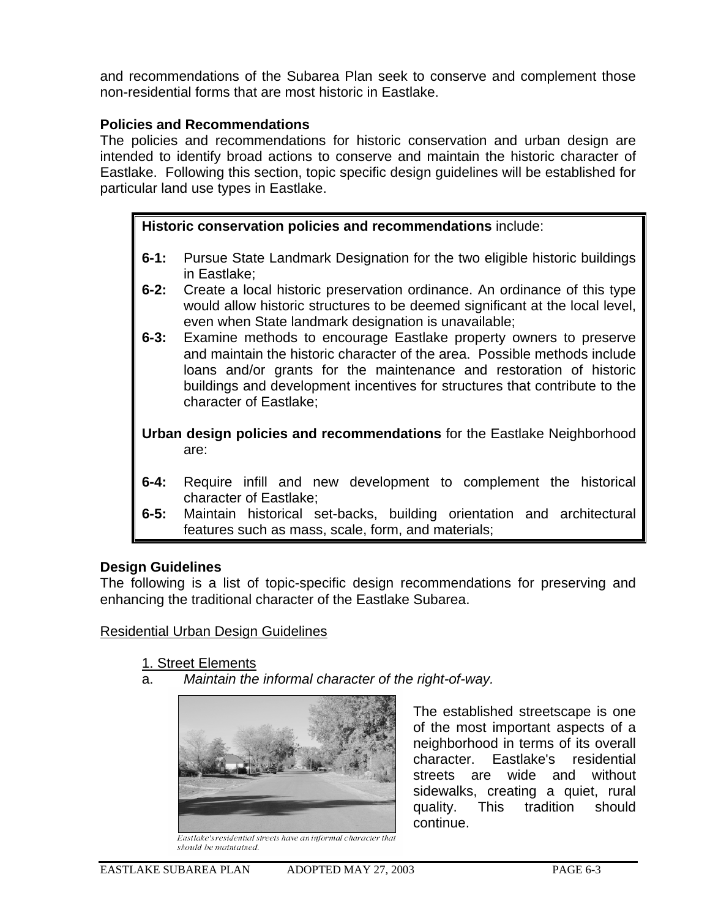and recommendations of the Subarea Plan seek to conserve and complement those non-residential forms that are most historic in Eastlake.

**Policies and Recommendations**

The policies and recommendations for historic conservation and urban design are intended to identify broad actions to conserve and maintain the historic character of Eastlake. Following this section, topic specific design guidelines will be established for particular land use types in Eastlake.

**Historic conservation policies and recommendations** include:

**6-1:** Pursue State Landmark Designation for the two eligible historic buildings in Eastlake;

**6-2:** Create a local historic preservation ordinance. An ordinance of this type would allow historic structures to be deemed significant at the local level, even when State landmark designation is unavailable;

**6-3:** Examine methods to encourage Eastlake property owners to preserve and maintain the historic character of the area. Possible methods include loans and/or grants for the maintenance and restoration of historic buildings and development incentives for structures that contribute to the character of Eastlake;

**Urban design policies and recommendations** for the Eastlake Neighborhood are:

**6-4:** Require infill and new development to complement the historical character of Eastlake;

**6-5:** Maintain historical set-backs, building orientation and architectural features such as mass, scale, form, and materials;

**Design Guidelines**

The following is a list of topic-specific design recommendations for preserving and enhancing the traditional character of the Eastlake Subarea.

Residential Urban Design Guidelines

1. Street Elements

a. *Maintain the informal character of the right-of-way.*

The established streetscape is one of the most important aspects of a neighborhood in terms of its overall character. Eastlake's residential streets are wide and without sidewalks, creating a quiet, rural quality. This tradition should continue.

*Eastlake's residential streets have an informal character that should be maintained.*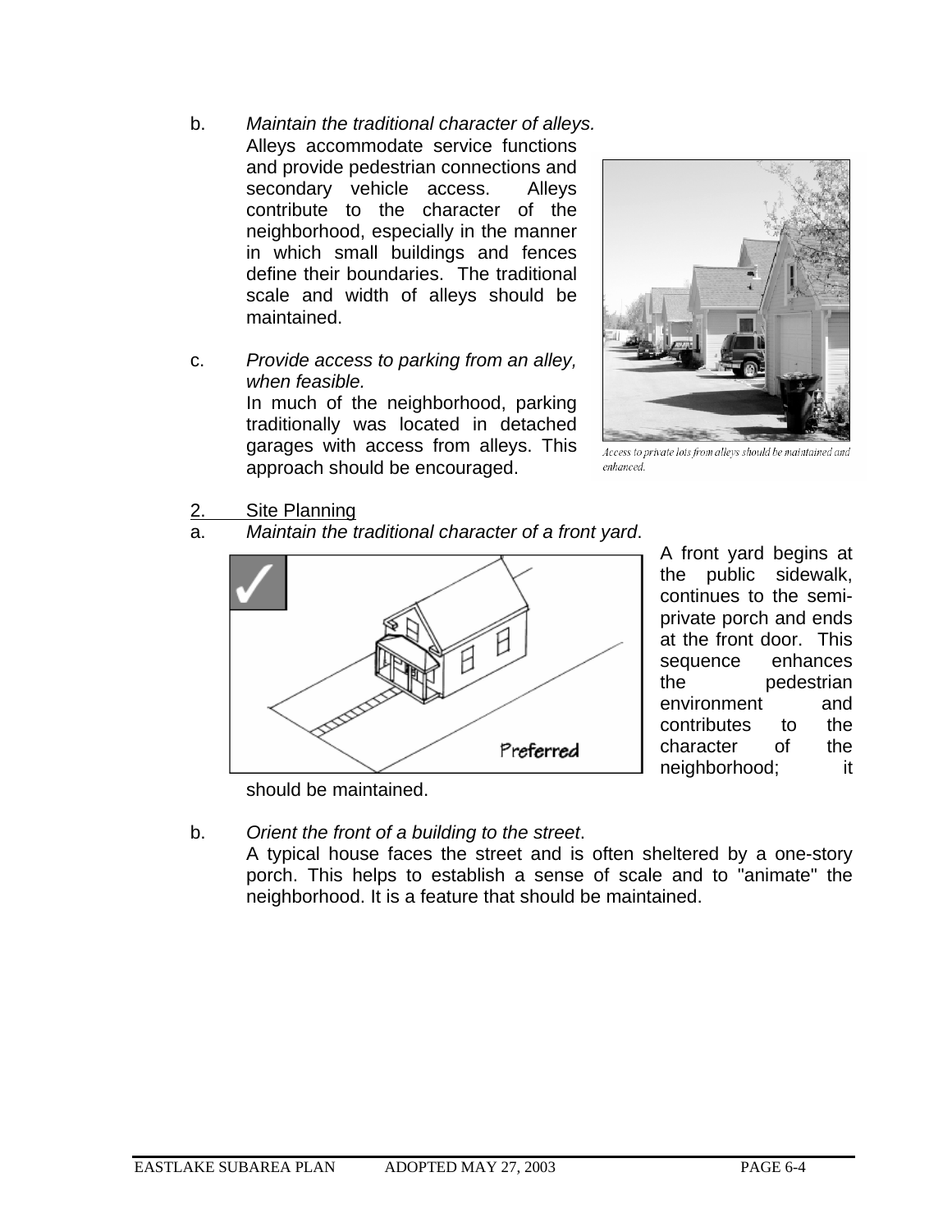b. *Maintain the traditional character of alleys.*
Alleys accommodate service functions and provide pedestrian connections and secondary vehicle access. Alleys contribute to the character of the neighborhood, especially in the manner in which small buildings and fences define their boundaries. The traditional scale and width of alleys should be maintained.

c. *Provide access to parking from an alley, when feasible.*
In much of the neighborhood, parking traditionally was located in detached garages with access from alleys. This approach should be encouraged.

*Access to private lots from alleys should be maintained and enhanced.*

2. Site Planning

a. *Maintain the traditional character of a front yard.*

Preferred

A front yard begins at the public sidewalk, continues to the semi-private porch and ends at the front door. This sequence enhances the pedestrian environment and contributes to the character of the neighborhood; it should be maintained.

b. *Orient the front of a building to the street.*
A typical house faces the street and is often sheltered by a one-story porch. This helps to establish a sense of scale and to "animate" the neighborhood. It is a feature that should be maintained.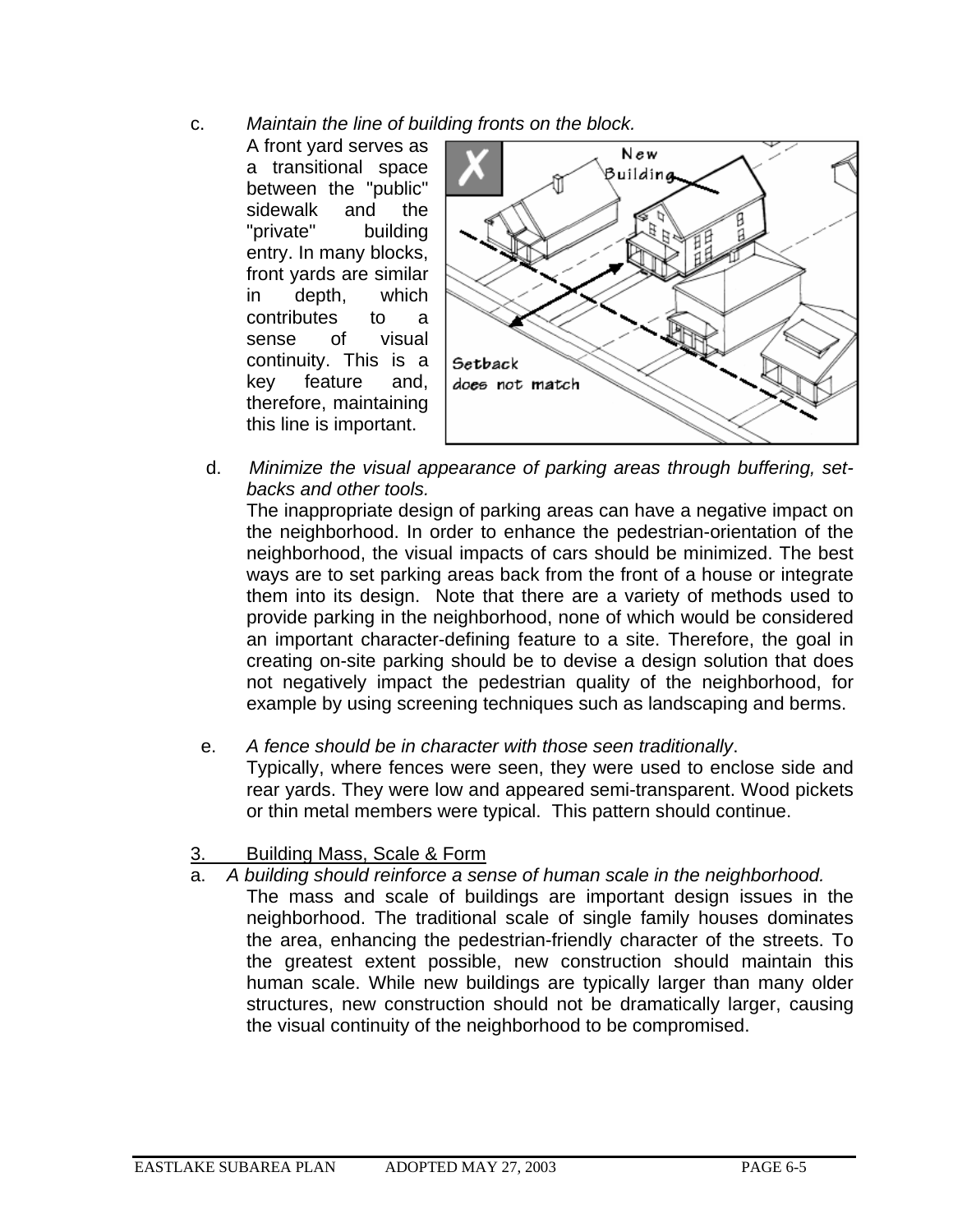c. *Maintain the line of building fronts on the block.*

A front yard serves as a transitional space between the "public" sidewalk and the "private" building entry. In many blocks, front yards are similar in depth, which contributes to a sense of visual continuity. This is a key feature and, therefore, maintaining this line is important.

d. *Minimize the visual appearance of parking areas through buffering, set-backs and other tools.*

The inappropriate design of parking areas can have a negative impact on the neighborhood. In order to enhance the pedestrian-orientation of the neighborhood, the visual impacts of cars should be minimized. The best ways are to set parking areas back from the front of a house or integrate them into its design. Note that there are a variety of methods used to provide parking in the neighborhood, none of which would be considered an important character-defining feature to a site. Therefore, the goal in creating on-site parking should be to devise a design solution that does not negatively impact the pedestrian quality of the neighborhood, for example by using screening techniques such as landscaping and berms.

e. *A fence should be in character with those seen traditionally*.

Typically, where fences were seen, they were used to enclose side and rear yards. They were low and appeared semi-transparent. Wood pickets or thin metal members were typical. This pattern should continue.

## 3. Building Mass, Scale & Form

a. *A building should reinforce a sense of human scale in the neighborhood.*

The mass and scale of buildings are important design issues in the neighborhood. The traditional scale of single family houses dominates the area, enhancing the pedestrian-friendly character of the streets. To the greatest extent possible, new construction should maintain this human scale. While new buildings are typically larger than many older structures, new construction should not be dramatically larger, causing the visual continuity of the neighborhood to be compromised.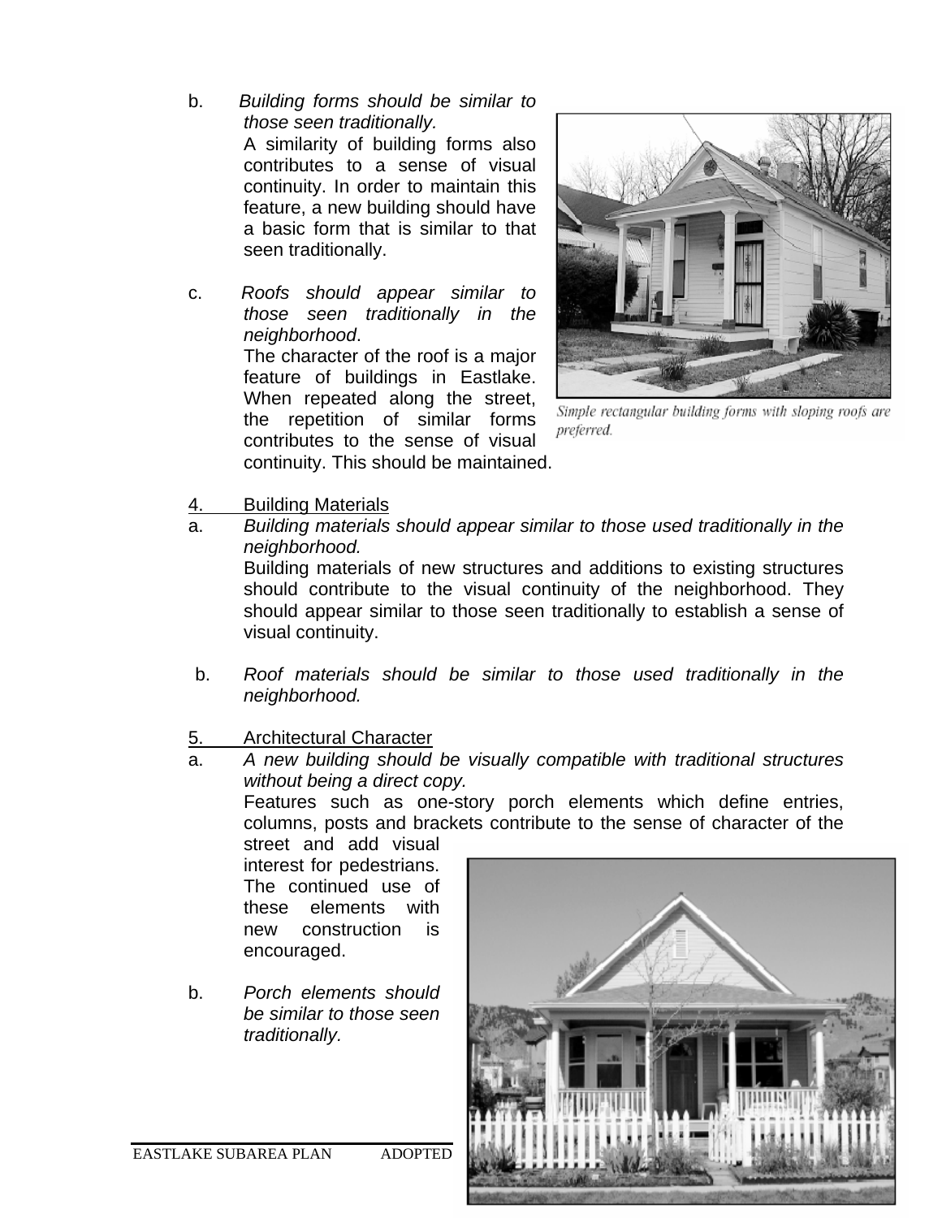b. *Building forms should be similar to those seen traditionally.*
A similarity of building forms also contributes to a sense of visual continuity. In order to maintain this feature, a new building should have a basic form that is similar to that seen traditionally.

c. *Roofs should appear similar to those seen traditionally in the neighborhood*.
The character of the roof is a major feature of buildings in Eastlake. When repeated along the street, the repetition of similar forms contributes to the sense of visual continuity. This should be maintained.

Simple rectangular building forms with sloping roofs are preferred.

4. Building Materials

a. *Building materials should appear similar to those used traditionally in the neighborhood.*
Building materials of new structures and additions to existing structures should contribute to the visual continuity of the neighborhood. They should appear similar to those seen traditionally to establish a sense of visual continuity.

b. *Roof materials should be similar to those used traditionally in the neighborhood.*

5. Architectural Character

a. *A new building should be visually compatible with traditional structures without being a direct copy.*
Features such as one-story porch elements which define entries, columns, posts and brackets contribute to the sense of character of the street and add visual interest for pedestrians. The continued use of these elements with new construction is encouraged.

b. *Porch elements should be similar to those seen traditionally.*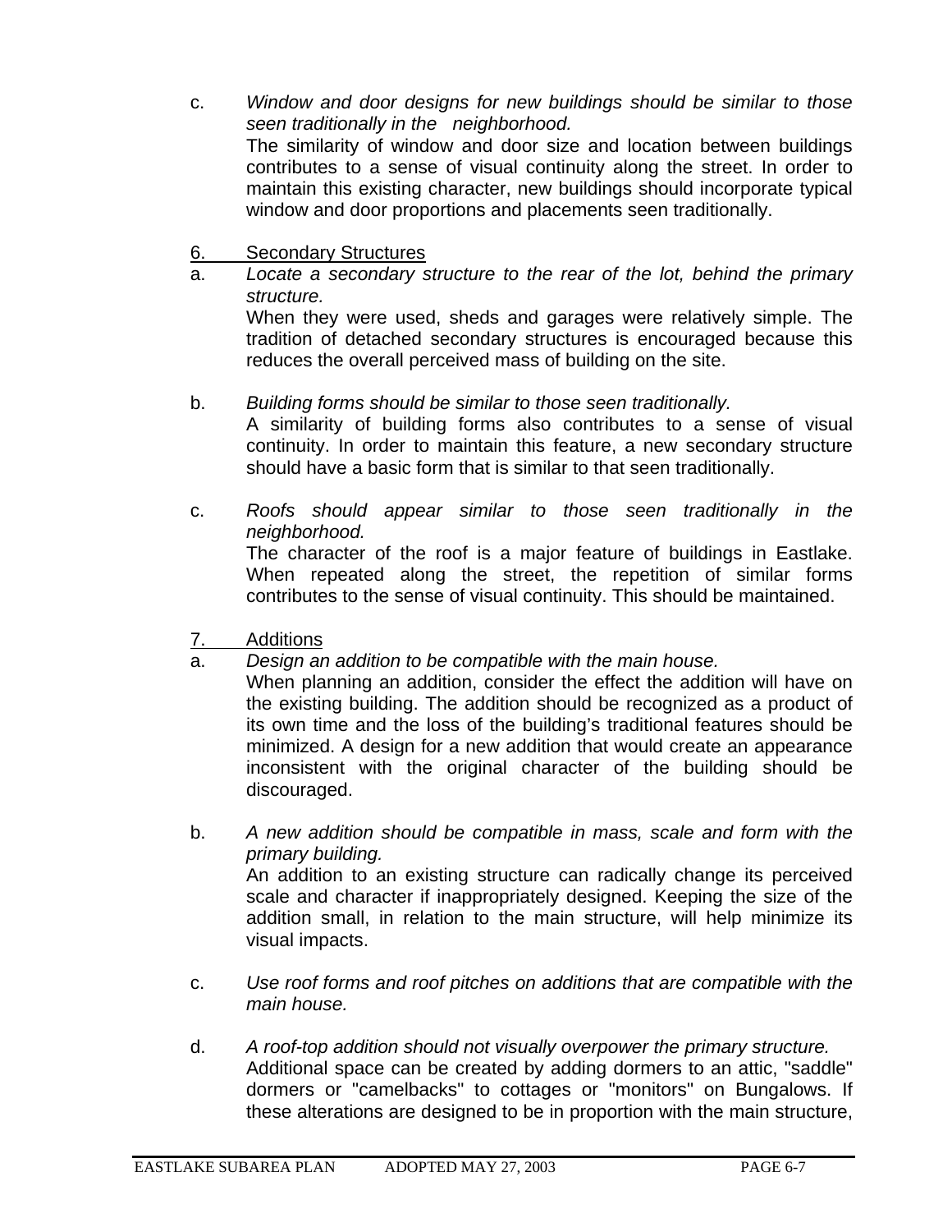c. *Window and door designs for new buildings should be similar to those seen traditionally in the neighborhood.*
   The similarity of window and door size and location between buildings contributes to a sense of visual continuity along the street. In order to maintain this existing character, new buildings should incorporate typical window and door proportions and placements seen traditionally.

6. <u>Secondary Structures</u>

a. *Locate a secondary structure to the rear of the lot, behind the primary structure.*
   When they were used, sheds and garages were relatively simple. The tradition of detached secondary structures is encouraged because this reduces the overall perceived mass of building on the site.

b. *Building forms should be similar to those seen traditionally.*
   A similarity of building forms also contributes to a sense of visual continuity. In order to maintain this feature, a new secondary structure should have a basic form that is similar to that seen traditionally.

c. *Roofs should appear similar to those seen traditionally in the neighborhood.*
   The character of the roof is a major feature of buildings in Eastlake. When repeated along the street, the repetition of similar forms contributes to the sense of visual continuity. This should be maintained.

7. <u>Additions</u>

a. *Design an addition to be compatible with the main house.*
   When planning an addition, consider the effect the addition will have on the existing building. The addition should be recognized as a product of its own time and the loss of the building's traditional features should be minimized. A design for a new addition that would create an appearance inconsistent with the original character of the building should be discouraged.

b. *A new addition should be compatible in mass, scale and form with the primary building.*
   An addition to an existing structure can radically change its perceived scale and character if inappropriately designed. Keeping the size of the addition small, in relation to the main structure, will help minimize its visual impacts.

c. *Use roof forms and roof pitches on additions that are compatible with the main house.*

d. *A roof-top addition should not visually overpower the primary structure.*
   Additional space can be created by adding dormers to an attic, "saddle" dormers or "camelbacks" to cottages or "monitors" on Bungalows. If these alterations are designed to be in proportion with the main structure,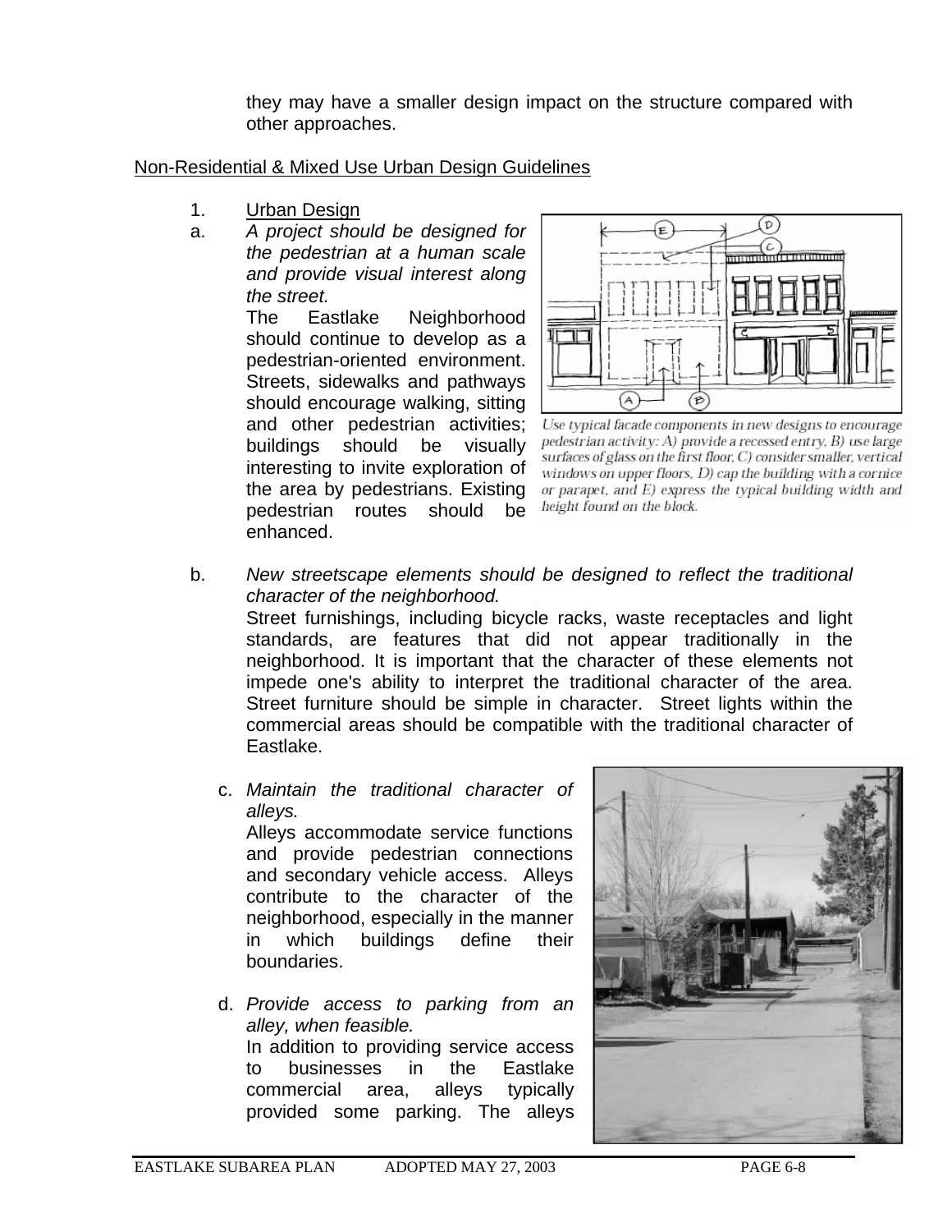they may have a smaller design impact on the structure compared with other approaches.

Non-Residential & Mixed Use Urban Design Guidelines

1. Urban Design

a. *A project should be designed for the pedestrian at a human scale and provide visual interest along the street.*
The Eastlake Neighborhood should continue to develop as a pedestrian-oriented environment. Streets, sidewalks and pathways should encourage walking, sitting and other pedestrian activities; buildings should be visually interesting to invite exploration of the area by pedestrians. Existing pedestrian routes should be enhanced.

*Use typical facade components in new designs to encourage pedestrian activity: A) provide a recessed entry, B) use large surfaces of glass on the first floor, C) consider smaller, vertical windows on upper floors, D) cap the building with a cornice or parapet, and E) express the typical building width and height found on the block.*

b. *New streetscape elements should be designed to reflect the traditional character of the neighborhood.*
Street furnishings, including bicycle racks, waste receptacles and light standards, are features that did not appear traditionally in the neighborhood. It is important that the character of these elements not impede one's ability to interpret the traditional character of the area. Street furniture should be simple in character. Street lights within the commercial areas should be compatible with the traditional character of Eastlake.

c. *Maintain the traditional character of alleys.*
Alleys accommodate service functions and provide pedestrian connections and secondary vehicle access. Alleys contribute to the character of the neighborhood, especially in the manner in which buildings define their boundaries.

d. *Provide access to parking from an alley, when feasible.*
In addition to providing service access to businesses in the Eastlake commercial area, alleys typically provided some parking. The alleys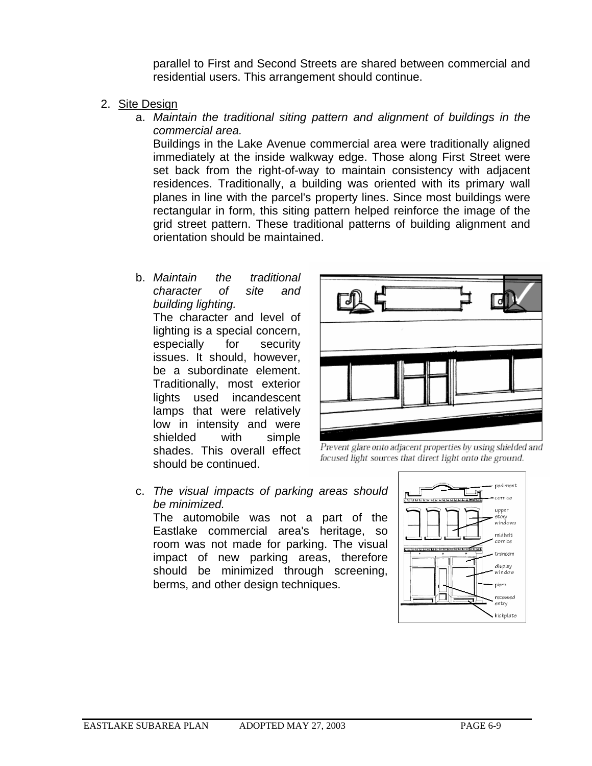parallel to First and Second Streets are shared between commercial and residential users. This arrangement should continue.

2. Site Design

   a. *Maintain the traditional siting pattern and alignment of buildings in the commercial area.*
   Buildings in the Lake Avenue commercial area were traditionally aligned immediately at the inside walkway edge. Those along First Street were set back from the right-of-way to maintain consistency with adjacent residences. Traditionally, a building was oriented with its primary wall planes in line with the parcel's property lines. Since most buildings were rectangular in form, this siting pattern helped reinforce the image of the grid street pattern. These traditional patterns of building alignment and orientation should be maintained.

   b. *Maintain the traditional character of site and building lighting.*
   The character and level of lighting is a special concern, especially for security issues. It should, however, be a subordinate element. Traditionally, most exterior lights used incandescent lamps that were relatively low in intensity and were shielded with simple shades. This overall effect should be continued.

   *Prevent glare onto adjacent properties by using shielded and focused light sources that direct light onto the ground.*

   c. *The visual impacts of parking areas should be minimized.*
   The automobile was not a part of the Eastlake commercial area's heritage, so room was not made for parking. The visual impact of new parking areas, therefore should be minimized through screening, berms, and other design techniques.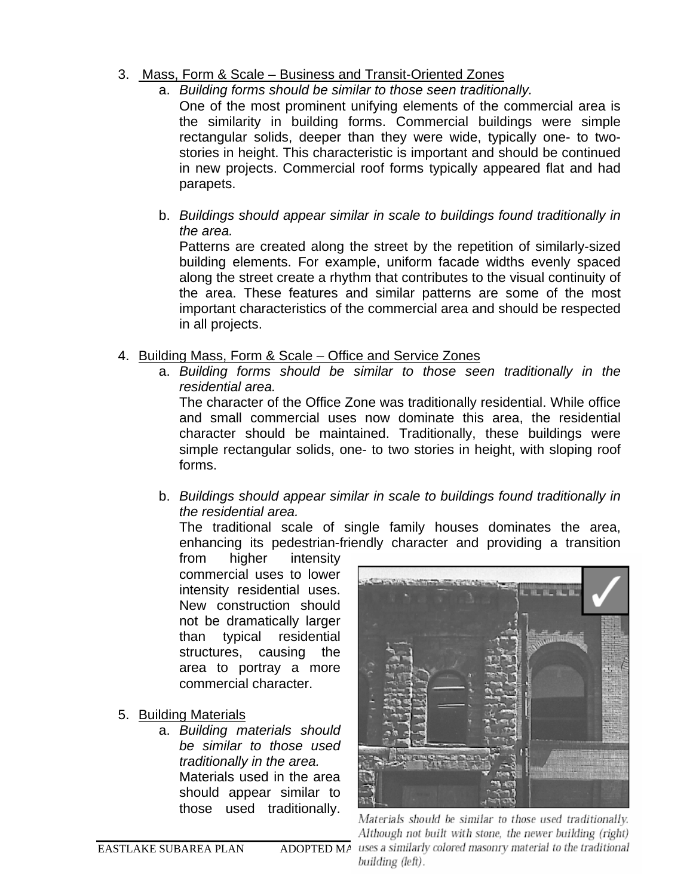3. Mass, Form & Scale – Business and Transit-Oriented Zones

   a. *Building forms should be similar to those seen traditionally.*
   One of the most prominent unifying elements of the commercial area is the similarity in building forms. Commercial buildings were simple rectangular solids, deeper than they were wide, typically one- to two-stories in height. This characteristic is important and should be continued in new projects. Commercial roof forms typically appeared flat and had parapets.

   b. *Buildings should appear similar in scale to buildings found traditionally in the area.*
   Patterns are created along the street by the repetition of similarly-sized building elements. For example, uniform facade widths evenly spaced along the street create a rhythm that contributes to the visual continuity of the area. These features and similar patterns are some of the most important characteristics of the commercial area and should be respected in all projects.

4. Building Mass, Form & Scale – Office and Service Zones

   a. *Building forms should be similar to those seen traditionally in the residential area.*
   The character of the Office Zone was traditionally residential. While office and small commercial uses now dominate this area, the residential character should be maintained. Traditionally, these buildings were simple rectangular solids, one- to two stories in height, with sloping roof forms.

   b. *Buildings should appear similar in scale to buildings found traditionally in the residential area.*
   The traditional scale of single family houses dominates the area, enhancing its pedestrian-friendly character and providing a transition from higher intensity commercial uses to lower intensity residential uses. New construction should not be dramatically larger than typical residential structures, causing the area to portray a more commercial character.

5. Building Materials

   a. *Building materials should be similar to those used traditionally in the area.*
   Materials used in the area should appear similar to those used traditionally.

*Materials should be similar to those used traditionally. Although not built with stone, the newer building (right) uses a similarly colored masonry material to the traditional building (left).*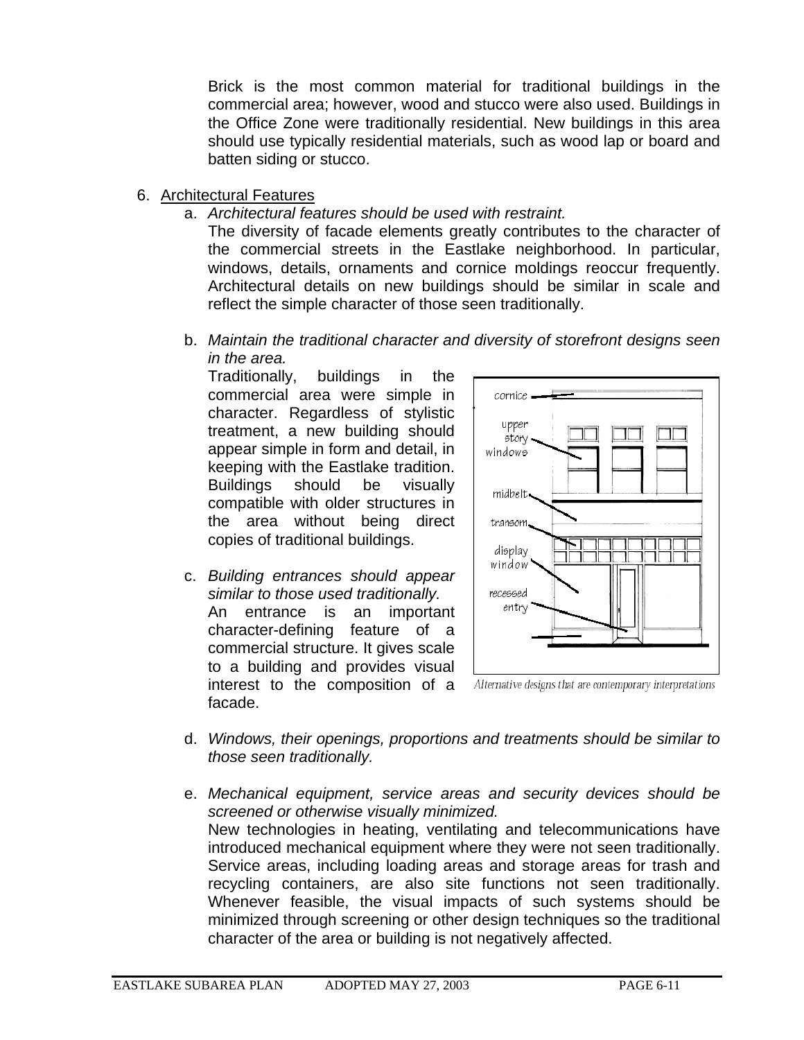Brick is the most common material for traditional buildings in the commercial area; however, wood and stucco were also used. Buildings in the Office Zone were traditionally residential. New buildings in this area should use typically residential materials, such as wood lap or board and batten siding or stucco.

6. Architectural Features

   a. *Architectural features should be used with restraint.*
   The diversity of facade elements greatly contributes to the character of the commercial streets in the Eastlake neighborhood. In particular, windows, details, ornaments and cornice moldings reoccur frequently. Architectural details on new buildings should be similar in scale and reflect the simple character of those seen traditionally.

   b. *Maintain the traditional character and diversity of storefront designs seen in the area.*
   Traditionally, buildings in the commercial area were simple in character. Regardless of stylistic treatment, a new building should appear simple in form and detail, in keeping with the Eastlake tradition. Buildings should be visually compatible with older structures in the area without being direct copies of traditional buildings.

   c. *Building entrances should appear similar to those used traditionally.*
   An entrance is an important character-defining feature of a commercial structure. It gives scale to a building and provides visual interest to the composition of a facade.

   *Alternative designs that are contemporary interpretations*

   d. *Windows, their openings, proportions and treatments should be similar to those seen traditionally.*

   e. *Mechanical equipment, service areas and security devices should be screened or otherwise visually minimized.*
   New technologies in heating, ventilating and telecommunications have introduced mechanical equipment where they were not seen traditionally. Service areas, including loading areas and storage areas for trash and recycling containers, are also site functions not seen traditionally. Whenever feasible, the visual impacts of such systems should be minimized through screening or other design techniques so the traditional character of the area or building is not negatively affected.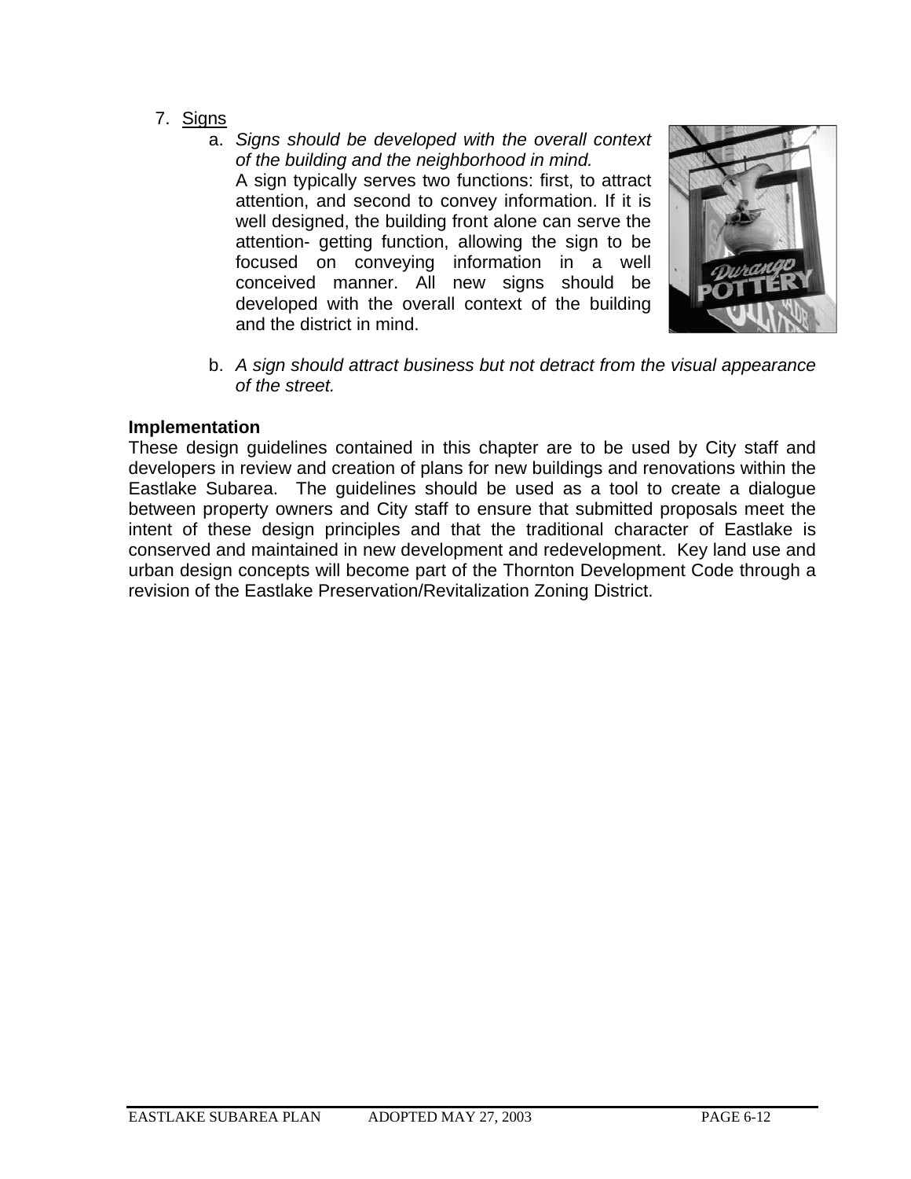7. Signs
   a. *Signs should be developed with the overall context of the building and the neighborhood in mind.*
      A sign typically serves two functions: first, to attract attention, and second to convey information. If it is well designed, the building front alone can serve the attention- getting function, allowing the sign to be focused on conveying information in a well conceived manner. All new signs should be developed with the overall context of the building and the district in mind.

   b. *A sign should attract business but not detract from the visual appearance of the street.*

**Implementation**

These design guidelines contained in this chapter are to be used by City staff and developers in review and creation of plans for new buildings and renovations within the Eastlake Subarea. The guidelines should be used as a tool to create a dialogue between property owners and City staff to ensure that submitted proposals meet the intent of these design principles and that the traditional character of Eastlake is conserved and maintained in new development and redevelopment. Key land use and urban design concepts will become part of the Thornton Development Code through a revision of the Eastlake Preservation/Revitalization Zoning District.